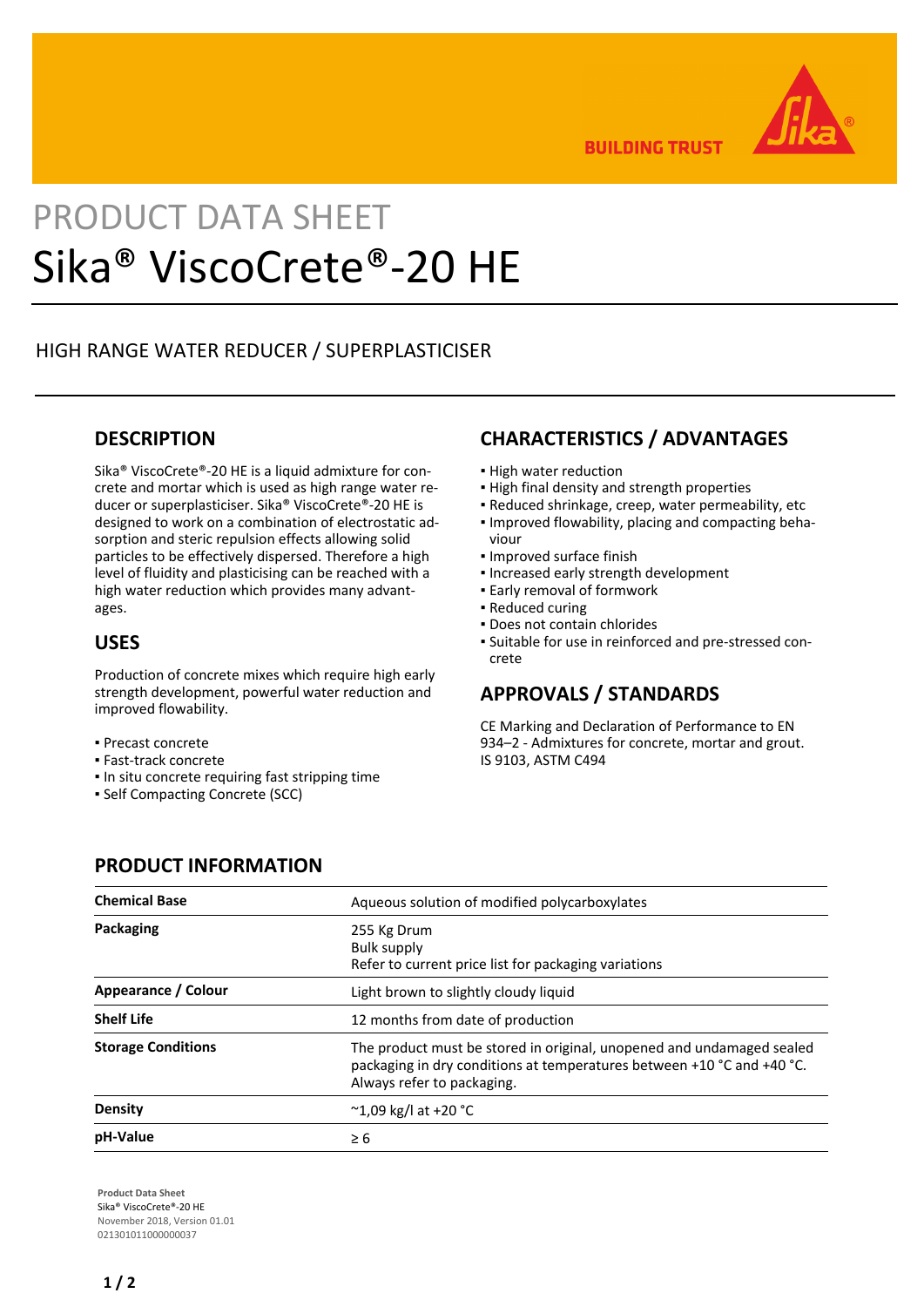BUILDING TRUST

PRODUCT DATA SHEET

# Sika® ViscoCrete®-20 HE

HIGH RANGE WATER REDUCER / SUPERPLASTICISER

## DESCRIPTION

Sika® ViscoCrete®-20 HE is a liquid admixture for concrete and mortar which is used as high range water reducer or superplasticiser. Sika® ViscoCrete®-20 HE is designed to work on a combination of electrostatic adsorption and steric repulsion effects allowing solid particles to be effectively dispersed. Therefore a high level of fluidity and plasticising can be reached with a high water reduction which provides many advantages.

## USES

Production of concrete mixes which require high early strength development, powerful water reduction and improved flowability.

- Precast concrete
- Fast-track concrete
- In situ concrete requiring fast stripping time
- Self Compacting Concrete (SCC)

## CHARACTERISTICS / ADVANTAGES

- High water reduction
- High final density and strength properties
- Reduced shrinkage, creep, water permeability, etc
- Improved flowability, placing and compacting behaviour
- Improved surface finish
- Increased early strength development
- Early removal of formwork
- Reduced curing
- Does not contain chlorides
- Suitable for use in reinforced and pre-stressed concrete

## APPROVALS / STANDARDS

CE Marking and Declaration of Performance to EN 934–2 - Admixtures for concrete, mortar and grout.
IS 9103, ASTM C494

## PRODUCT INFORMATION

| | |
|---|---|
| **Chemical Base** | Aqueous solution of modified polycarboxylates |
| **Packaging** | 255 Kg Drum<br>Bulk supply<br>Refer to current price list for packaging variations |
| **Appearance / Colour** | Light brown to slightly cloudy liquid |
| **Shelf Life** | 12 months from date of production |
| **Storage Conditions** | The product must be stored in original, unopened and undamaged sealed packaging in dry conditions at temperatures between +10 °C and +40 °C. Always refer to packaging. |
| **Density** | ~1,09 kg/l at +20 °C |
| **pH-Value** | ≥ 6 |

**Product Data Sheet**
Sika® ViscoCrete®-20 HE
November 2018, Version 01.01
021301011000000037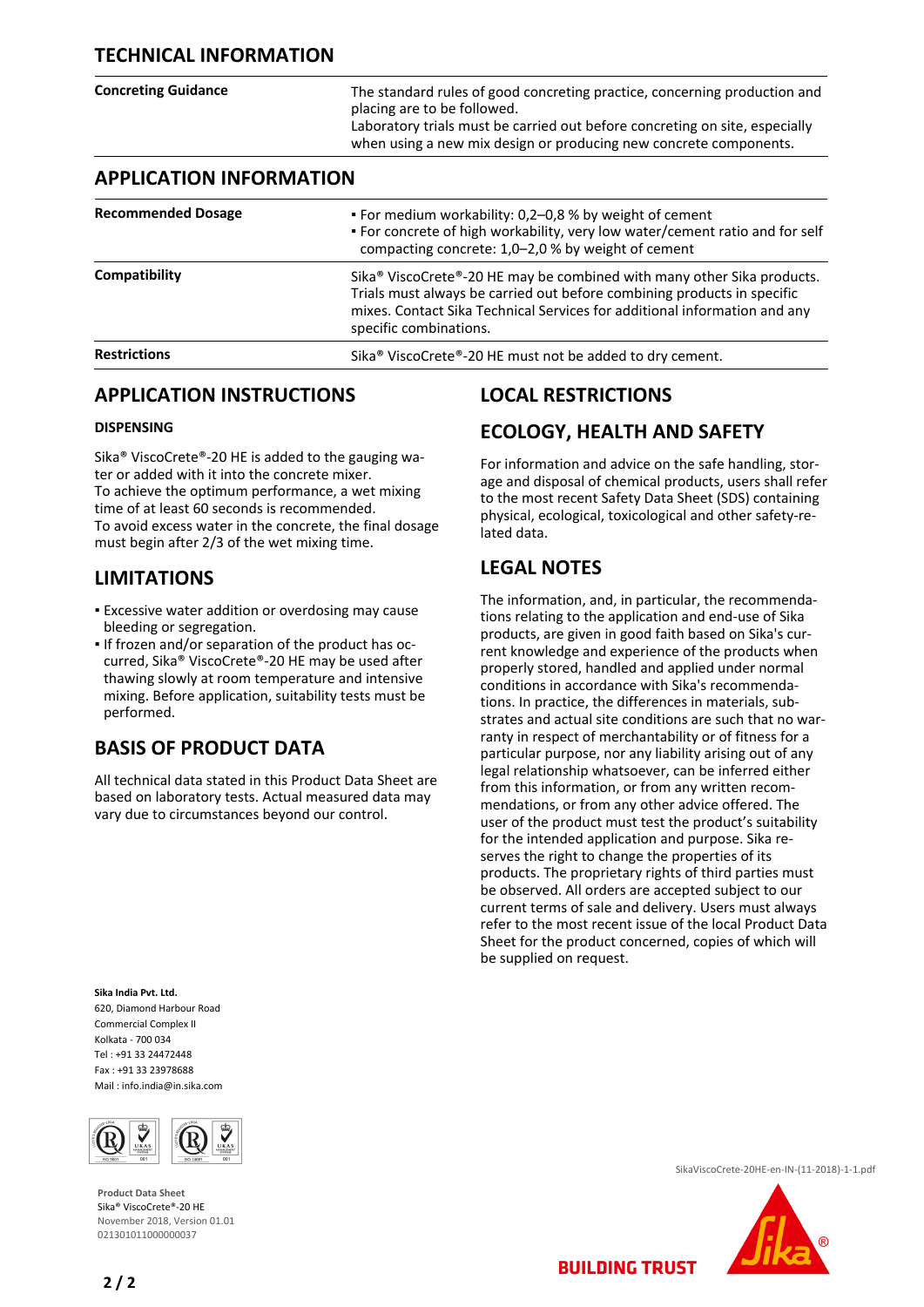## TECHNICAL INFORMATION

| | |
|---|---|
| **Concreting Guidance** | The standard rules of good concreting practice, concerning production and placing are to be followed.<br>Laboratory trials must be carried out before concreting on site, especially when using a new mix design or producing new concrete components. |

## APPLICATION INFORMATION

| | |
|---|---|
| **Recommended Dosage** | ▪ For medium workability: 0,2–0,8 % by weight of cement<br>▪ For concrete of high workability, very low water/cement ratio and for self compacting concrete: 1,0–2,0 % by weight of cement |
| **Compatibility** | Sika® ViscoCrete®-20 HE may be combined with many other Sika products. Trials must always be carried out before combining products in specific mixes. Contact Sika Technical Services for additional information and any specific combinations. |
| **Restrictions** | Sika® ViscoCrete®-20 HE must not be added to dry cement. |

## APPLICATION INSTRUCTIONS

### DISPENSING

Sika® ViscoCrete®-20 HE is added to the gauging water or added with it into the concrete mixer.
To achieve the optimum performance, a wet mixing time of at least 60 seconds is recommended.
To avoid excess water in the concrete, the final dosage must begin after 2/3 of the wet mixing time.

## LIMITATIONS

- Excessive water addition or overdosing may cause bleeding or segregation.
- If frozen and/or separation of the product has occurred, Sika® ViscoCrete®-20 HE may be used after thawing slowly at room temperature and intensive mixing. Before application, suitability tests must be performed.

## BASIS OF PRODUCT DATA

All technical data stated in this Product Data Sheet are based on laboratory tests. Actual measured data may vary due to circumstances beyond our control.

## LOCAL RESTRICTIONS

## ECOLOGY, HEALTH AND SAFETY

For information and advice on the safe handling, storage and disposal of chemical products, users shall refer to the most recent Safety Data Sheet (SDS) containing physical, ecological, toxicological and other safety-related data.

## LEGAL NOTES

The information, and, in particular, the recommendations relating to the application and end-use of Sika products, are given in good faith based on Sika's current knowledge and experience of the products when properly stored, handled and applied under normal conditions in accordance with Sika's recommendations. In practice, the differences in materials, substrates and actual site conditions are such that no warranty in respect of merchantability or of fitness for a particular purpose, nor any liability arising out of any legal relationship whatsoever, can be inferred either from this information, or from any written recommendations, or from any other advice offered. The user of the product must test the product's suitability for the intended application and purpose. Sika reserves the right to change the properties of its products. The proprietary rights of third parties must be observed. All orders are accepted subject to our current terms of sale and delivery. Users must always refer to the most recent issue of the local Product Data Sheet for the product concerned, copies of which will be supplied on request.

**Sika India Pvt. Ltd.**
620, Diamond Harbour Road
Commercial Complex II
Kolkata - 700 034
Tel : +91 33 24472448
Fax : +91 33 23978688
Mail : info.india@in.sika.com

**Product Data Sheet**
Sika® ViscoCrete®-20 HE
November 2018, Version 01.01
021301011000000037

SikaViscoCrete-20HE-en-IN-(11-2018)-1-1.pdf

BUILDING TRUST